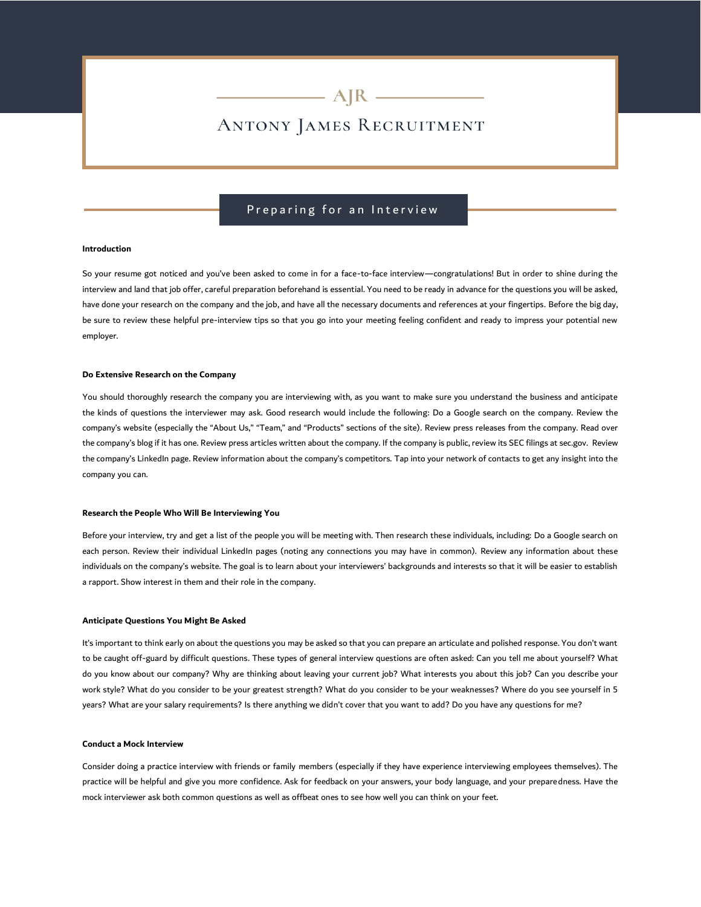AJR

# Antony James Recruitment

## Preparing for an Interview

**Introduction**

So your resume got noticed and you've been asked to come in for a face-to-face interview—congratulations! But in order to shine during the interview and land that job offer, careful preparation beforehand is essential. You need to be ready in advance for the questions you will be asked, have done your research on the company and the job, and have all the necessary documents and references at your fingertips. Before the big day, be sure to review these helpful pre-interview tips so that you go into your meeting feeling confident and ready to impress your potential new employer.

**Do Extensive Research on the Company**

You should thoroughly research the company you are interviewing with, as you want to make sure you understand the business and anticipate the kinds of questions the interviewer may ask. Good research would include the following: Do a Google search on the company. Review the company's website (especially the "About Us," "Team," and "Products" sections of the site). Review press releases from the company. Read over the company's blog if it has one. Review press articles written about the company. If the company is public, review its SEC filings at sec.gov. Review the company's LinkedIn page. Review information about the company's competitors. Tap into your network of contacts to get any insight into the company you can.

**Research the People Who Will Be Interviewing You**

Before your interview, try and get a list of the people you will be meeting with. Then research these individuals, including: Do a Google search on each person. Review their individual LinkedIn pages (noting any connections you may have in common). Review any information about these individuals on the company's website. The goal is to learn about your interviewers' backgrounds and interests so that it will be easier to establish a rapport. Show interest in them and their role in the company.

**Anticipate Questions You Might Be Asked**

It's important to think early on about the questions you may be asked so that you can prepare an articulate and polished response. You don't want to be caught off-guard by difficult questions. These types of general interview questions are often asked: Can you tell me about yourself? What do you know about our company? Why are thinking about leaving your current job? What interests you about this job? Can you describe your work style? What do you consider to be your greatest strength? What do you consider to be your weaknesses? Where do you see yourself in 5 years? What are your salary requirements? Is there anything we didn't cover that you want to add? Do you have any questions for me?

**Conduct a Mock Interview**

Consider doing a practice interview with friends or family members (especially if they have experience interviewing employees themselves). The practice will be helpful and give you more confidence. Ask for feedback on your answers, your body language, and your preparedness. Have the mock interviewer ask both common questions as well as offbeat ones to see how well you can think on your feet.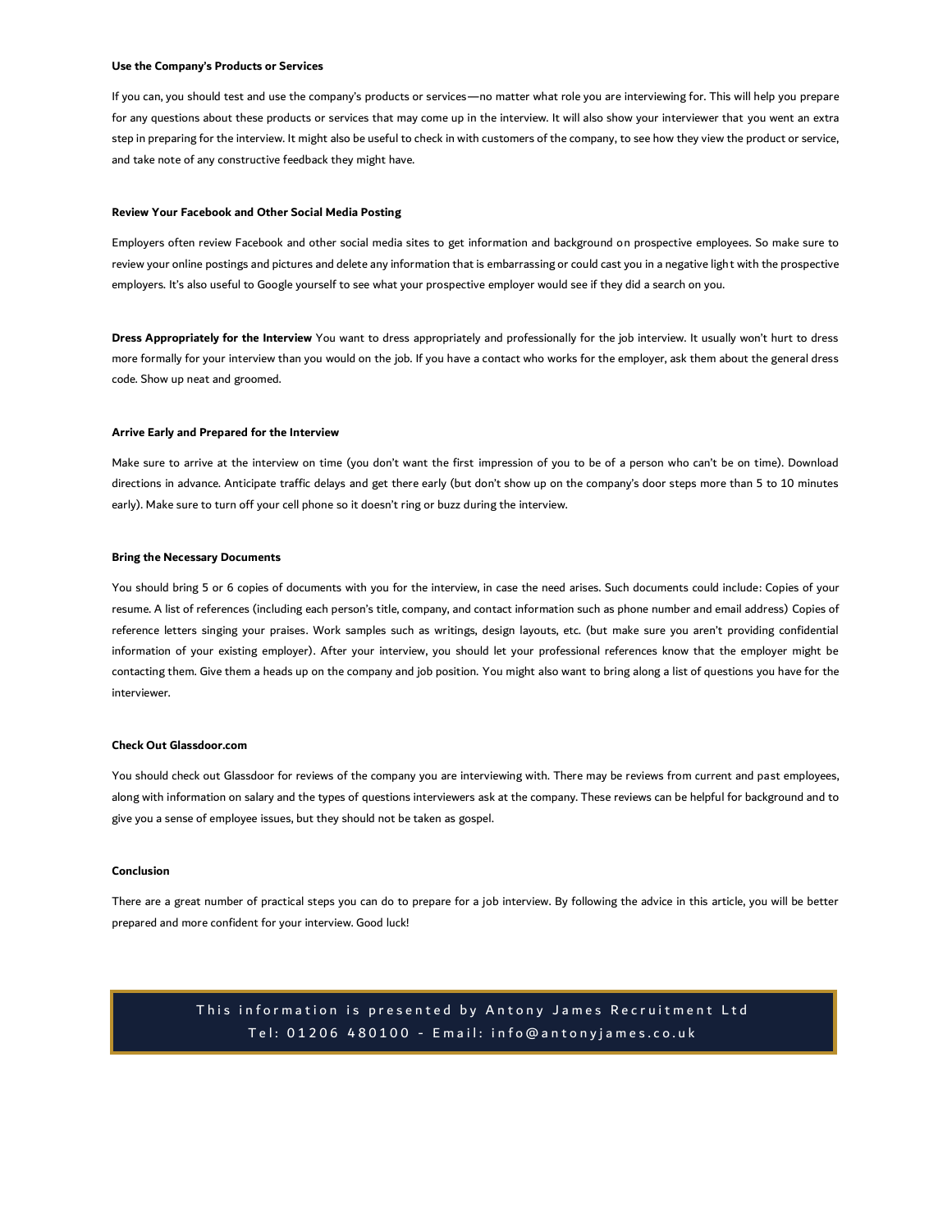**Use the Company's Products or Services**

If you can, you should test and use the company's products or services—no matter what role you are interviewing for. This will help you prepare for any questions about these products or services that may come up in the interview. It will also show your interviewer that you went an extra step in preparing for the interview. It might also be useful to check in with customers of the company, to see how they view the product or service, and take note of any constructive feedback they might have.

**Review Your Facebook and Other Social Media Posting**

Employers often review Facebook and other social media sites to get information and background on prospective employees. So make sure to review your online postings and pictures and delete any information that is embarrassing or could cast you in a negative light with the prospective employers. It's also useful to Google yourself to see what your prospective employer would see if they did a search on you.

**Dress Appropriately for the Interview** You want to dress appropriately and professionally for the job interview. It usually won't hurt to dress more formally for your interview than you would on the job. If you have a contact who works for the employer, ask them about the general dress code. Show up neat and groomed.

**Arrive Early and Prepared for the Interview**

Make sure to arrive at the interview on time (you don't want the first impression of you to be of a person who can't be on time). Download directions in advance. Anticipate traffic delays and get there early (but don't show up on the company's door steps more than 5 to 10 minutes early). Make sure to turn off your cell phone so it doesn't ring or buzz during the interview.

**Bring the Necessary Documents**

You should bring 5 or 6 copies of documents with you for the interview, in case the need arises. Such documents could include: Copies of your resume. A list of references (including each person's title, company, and contact information such as phone number and email address) Copies of reference letters singing your praises. Work samples such as writings, design layouts, etc. (but make sure you aren't providing confidential information of your existing employer). After your interview, you should let your professional references know that the employer might be contacting them. Give them a heads up on the company and job position. You might also want to bring along a list of questions you have for the interviewer.

**Check Out Glassdoor.com**

You should check out Glassdoor for reviews of the company you are interviewing with. There may be reviews from current and past employees, along with information on salary and the types of questions interviewers ask at the company. These reviews can be helpful for background and to give you a sense of employee issues, but they should not be taken as gospel.

**Conclusion**

There are a great number of practical steps you can do to prepare for a job interview. By following the advice in this article, you will be better prepared and more confident for your interview. Good luck!

This information is presented by Antony James Recruitment Ltd
Tel: 01206 480100 - Email: info@antonyjames.co.uk